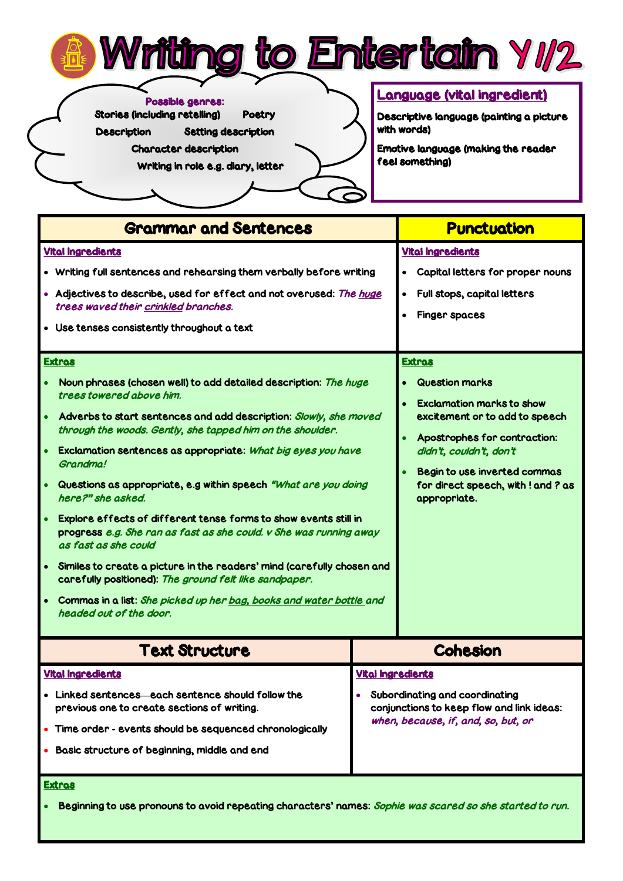# Writing to Entertain Y1/2

**Possible genres:**

Stories (including retelling) | Poetry | Description | Setting description | Character description | Writing in role e.g. diary, letter

## Language (vital ingredient)

**Descriptive language (painting a picture with words)**

**Emotive language (making the reader feel something)**

## Grammar and Sentences

**Vital Ingredients**

- Writing full sentences and rehearsing them verbally before writing
- Adjectives to describe, used for effect and not overused: *The huge trees waved their crinkled branches.*
- Use tenses consistently throughout a text

**Extras**

- Noun phrases (chosen well) to add detailed description: *The huge trees towered above him.*
- Adverbs to start sentences and add description: *Slowly, she moved through the woods. Gently, she tapped him on the shoulder.*
- Exclamation sentences as appropriate: *What big eyes you have Grandma!*
- Questions as appropriate, e.g within speech *"What are you doing here?" she asked.*
- Explore effects of different tense forms to show events still in progress *e.g. She ran as fast as she could. v She was running away as fast as she could*
- Similes to create a picture in the readers' mind (carefully chosen and carefully positioned): *The ground felt like sandpaper.*
- Commas in a list: *She picked up her bag, books and water bottle and headed out of the door.*

## Punctuation

**Vital Ingredients**

- Capital letters for proper nouns
- Full stops, capital letters
- Finger spaces

**Extras**

- Question marks
- Exclamation marks to show excitement or to add to speech
- Apostrophes for contraction: *didn't, couldn't, don't*
- Begin to use inverted commas for direct speech, with ! and ? as appropriate.

## Text Structure

**Vital Ingredients**

- Linked sentences—each sentence should follow the previous one to create sections of writing.
- Time order - events should be sequenced chronologically
- Basic structure of beginning, middle and end

## Cohesion

**Vital Ingredients**

- Subordinating and coordinating conjunctions to keep flow and link ideas: *when, because, if, and, so, but, or*

**Extras**

- Beginning to use pronouns to avoid repeating characters' names: *Sophie was scared so she started to run.*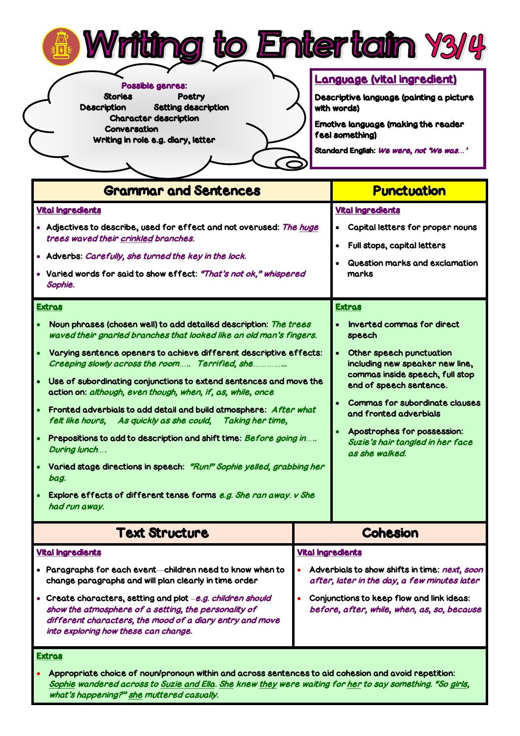# Writing to Entertain Y3/4

**Possible genres:**

- Stories
- Poetry
- Description
- Setting description
- Character description
- Conversation
- Writing in role e.g. diary, letter

## Language (vital ingredient)

**Descriptive language (painting a picture with words)**

**Emotive language (making the reader feel something)**

**Standard English:** *We were, not 'We was…'*

## Grammar and Sentences

**Vital Ingredients**

- Adjectives to describe, used for effect and not overused: *The huge trees waved their crinkled branches.*
- Adverbs: *Carefully, she turned the key in the lock.*
- Varied words for said to show effect: *"That's not ok," whispered Sophie.*

**Extras**

- Noun phrases (chosen well) to add detailed description: *The trees waved their gnarled branches that looked like an old man's fingers.*
- Varying sentence openers to achieve different descriptive effects: *Creeping slowly across the room….. Terrified, she…………..*
- Use of subordinating conjunctions to extend sentences and move the action on: *although, even though, when, if, as, while, once*
- Fronted adverbials to add detail and build atmosphere: *After what felt like hours, As quickly as she could, Taking her time,*
- Prepositions to add to description and shift time: *Before going in….. During lunch….*
- Varied stage directions in speech: *"Run!" Sophie yelled, grabbing her bag.*
- Explore effects of different tense forms *e.g. She ran away. v She had run away.*

## Punctuation

**Vital Ingredients**

- Capital letters for proper nouns
- Full stops, capital letters
- Question marks and exclamation marks

**Extras**

- Inverted commas for direct speech
- Other speech punctuation including new speaker new line, commas inside speech, full stop end of speech sentence.
- Commas for subordinate clauses and fronted adverbials
- Apostrophes for possession: *Suzie's hair tangled in her face as she walked.*

## Text Structure

**Vital Ingredients**

- Paragraphs for each event—children need to know when to change paragraphs and will plan clearly in time order
- Create characters, setting and plot –*e.g. children should show the atmosphere of a setting, the personality of different characters, the mood of a diary entry and move into exploring how these can change.*

## Cohesion

**Vital Ingredients**

- Adverbials to show shifts in time: *next, soon after, later in the day, a few minutes later*
- Conjunctions to keep flow and link ideas: *before, after, while, when, as, so, because*

**Extras**

- Appropriate choice of noun/pronoun within and across sentences to aid cohesion and avoid repetition: *Sophie wandered across to Suzie and Ella. She knew they were waiting for her to say something. "So girls, what's happening?" she muttered casually.*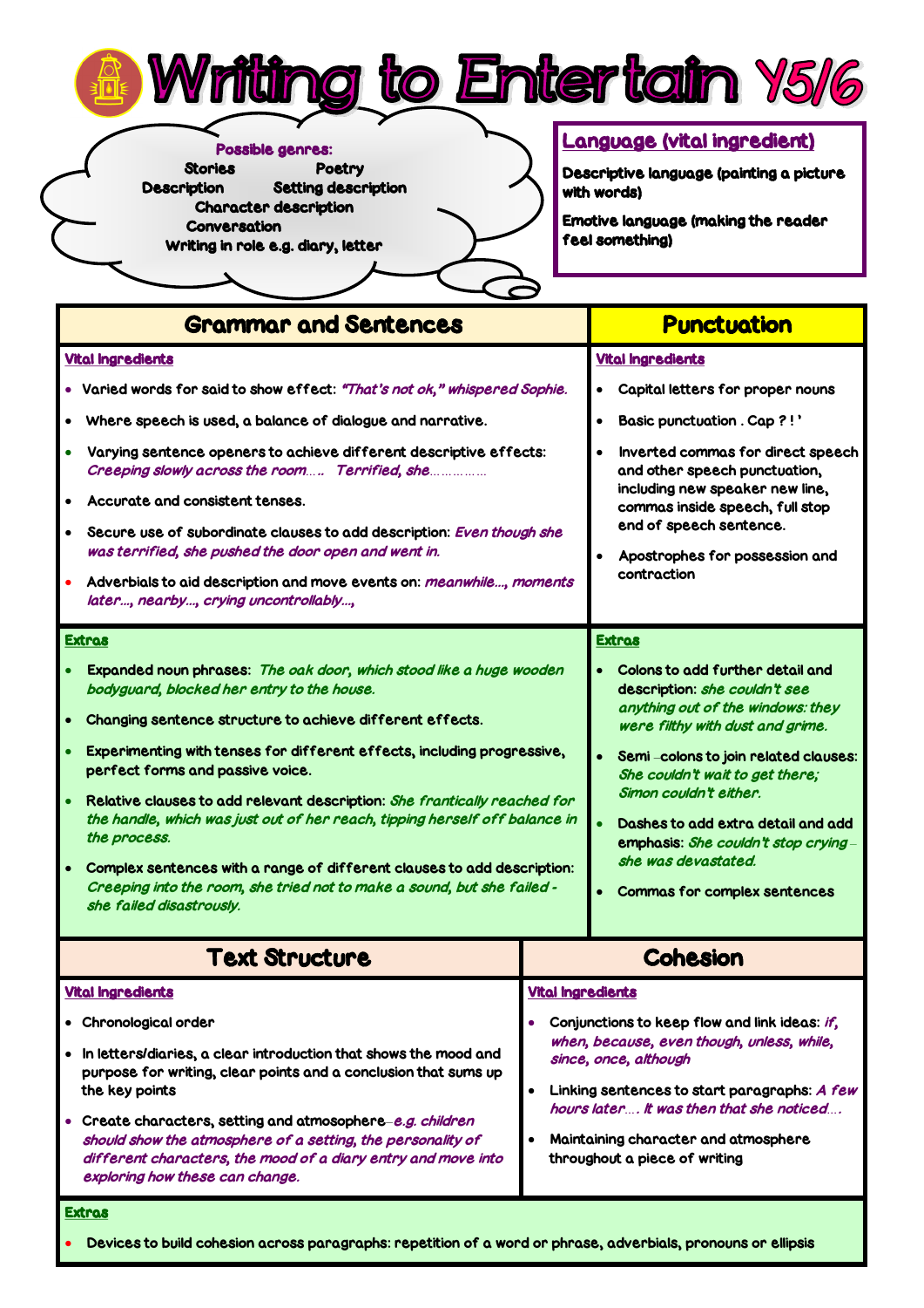# Writing to Entertain Y5/6

**Possible genres:**
Stories
Poetry
Description
Setting description
Character description
Conversation
Writing in role e.g. diary, letter

## Language (vital ingredient)

Descriptive language (painting a picture with words)

Emotive language (making the reader feel something)

## Grammar and Sentences

**Vital Ingredients**

- Varied words for said to show effect: *"That's not ok," whispered Sophie.*
- Where speech is used, a balance of dialogue and narrative.
- Varying sentence openers to achieve different descriptive effects: *Creeping slowly across the room….. Terrified, she……………*
- Accurate and consistent tenses.
- Secure use of subordinate clauses to add description: *Even though she was terrified, she pushed the door open and went in.*
- Adverbials to aid description and move events on: *meanwhile…, moments later…, nearby…, crying uncontrollably…,*

**Extras**

- Expanded noun phrases: *The oak door, which stood like a huge wooden bodyguard, blocked her entry to the house.*
- Changing sentence structure to achieve different effects.
- Experimenting with tenses for different effects, including progressive, perfect forms and passive voice.
- Relative clauses to add relevant description: *She frantically reached for the handle, which was just out of her reach, tipping herself off balance in the process.*
- Complex sentences with a range of different clauses to add description: *Creeping into the room, she tried not to make a sound, but she failed - she failed disastrously.*

## Punctuation

**Vital Ingredients**

- Capital letters for proper nouns
- Basic punctuation . Cap ? ! '
- Inverted commas for direct speech and other speech punctuation, including new speaker new line, commas inside speech, full stop end of speech sentence.
- Apostrophes for possession and contraction

**Extras**

- Colons to add further detail and description: *she couldn't see anything out of the windows: they were filthy with dust and grime.*
- Semi –colons to join related clauses: *She couldn't wait to get there; Simon couldn't either.*
- Dashes to add extra detail and add emphasis: *She couldn't stop crying – she was devastated.*
- Commas for complex sentences

## Text Structure

**Vital Ingredients**

- Chronological order
- In letters/diaries, a clear introduction that shows the mood and purpose for writing, clear points and a conclusion that sums up the key points
- Create characters, setting and atmosphere–*e.g. children should show the atmosphere of a setting, the personality of different characters, the mood of a diary entry and move into exploring how these can change.*

## Cohesion

**Vital Ingredients**

- Conjunctions to keep flow and link ideas: *if, when, because, even though, unless, while, since, once, although*
- Linking sentences to start paragraphs: *A few hours later…. It was then that she noticed….*
- Maintaining character and atmosphere throughout a piece of writing

**Extras**

- Devices to build cohesion across paragraphs: repetition of a word or phrase, adverbials, pronouns or ellipsis